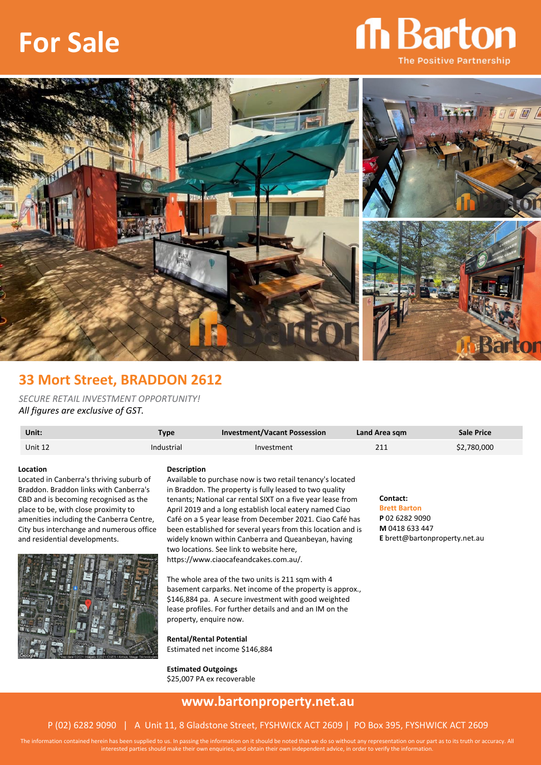# For Sale

Barton
The Positive Partnership

## 33 Mort Street, BRADDON 2612

*SECURE RETAIL INVESTMENT OPPORTUNITY!*

*All figures are exclusive of GST.*

| Unit: | Type | Investment/Vacant Possession | Land Area sqm | Sale Price |
|---|---|---|---|---|
| Unit 12 | Industrial | Investment | 211 | $2,780,000 |

**Location**

Located in Canberra's thriving suburb of Braddon. Braddon links with Canberra's CBD and is becoming recognised as the place to be, with close proximity to amenities including the Canberra Centre, City bus interchange and numerous office and residential developments.

**Description**

Available to purchase now is two retail tenancy's located in Braddon. The property is fully leased to two quality tenants; National car rental SIXT on a five year lease from April 2019 and a long establish local eatery named Ciao Café on a 5 year lease from December 2021. Ciao Café has been established for several years from this location and is widely known within Canberra and Queanbeyan, having two locations. See link to website here, https://www.ciaocafeandcakes.com.au/.

The whole area of the two units is 211 sqm with 4 basement carparks. Net income of the property is approx., $146,884 pa. A secure investment with good weighted lease profiles. For further details and and an IM on the property, enquire now.

**Rental/Rental Potential**

Estimated net income $146,884

**Estimated Outgoings**

$25,007 PA ex recoverable

**Contact:**

**Brett Barton**

**P** 02 6282 9090

**M** 0418 633 447

**E** brett@bartonproperty.net.au

## www.bartonproperty.net.au

P (02) 6282 9090 | A Unit 11, 8 Gladstone Street, FYSHWICK ACT 2609 | PO Box 395, FYSHWICK ACT 2609

The information contained herein has been supplied to us. In passing the information on it should be noted that we do so without any representation on our part as to its truth or accuracy. All interested parties should make their own enquiries, and obtain their own independent advice, in order to verify the information.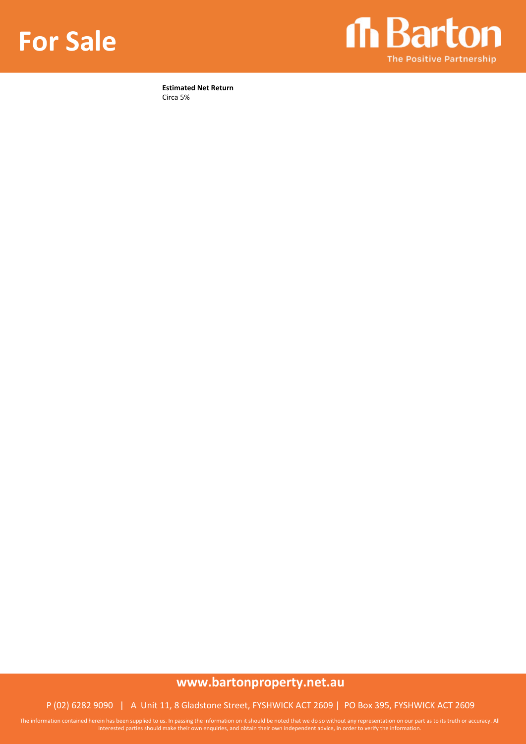**Estimated Net Return**
Circa 5%